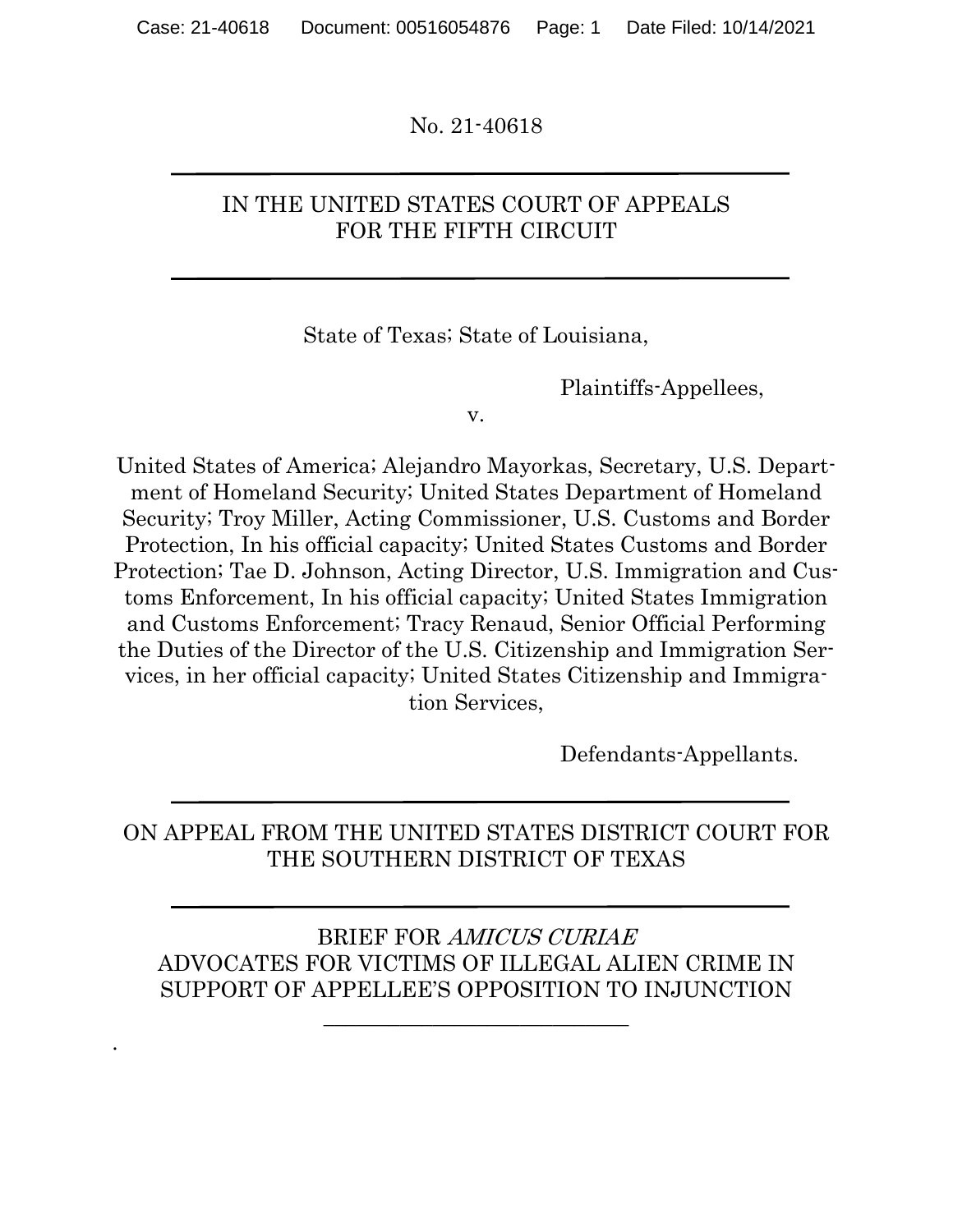No. 21-40618

---

IN THE UNITED STATES COURT OF APPEALS
FOR THE FIFTH CIRCUIT

---

State of Texas; State of Louisiana,

Plaintiffs-Appellees,

v.

United States of America; Alejandro Mayorkas, Secretary, U.S. Department of Homeland Security; United States Department of Homeland Security; Troy Miller, Acting Commissioner, U.S. Customs and Border Protection, In his official capacity; United States Customs and Border Protection; Tae D. Johnson, Acting Director, U.S. Immigration and Customs Enforcement, In his official capacity; United States Immigration and Customs Enforcement; Tracy Renaud, Senior Official Performing the Duties of the Director of the U.S. Citizenship and Immigration Services, in her official capacity; United States Citizenship and Immigration Services,

Defendants-Appellants.

---

ON APPEAL FROM THE UNITED STATES DISTRICT COURT FOR THE SOUTHERN DISTRICT OF TEXAS

---

BRIEF FOR *AMICUS CURIAE*
ADVOCATES FOR VICTIMS OF ILLEGAL ALIEN CRIME IN SUPPORT OF APPELLEE'S OPPOSITION TO INJUNCTION

---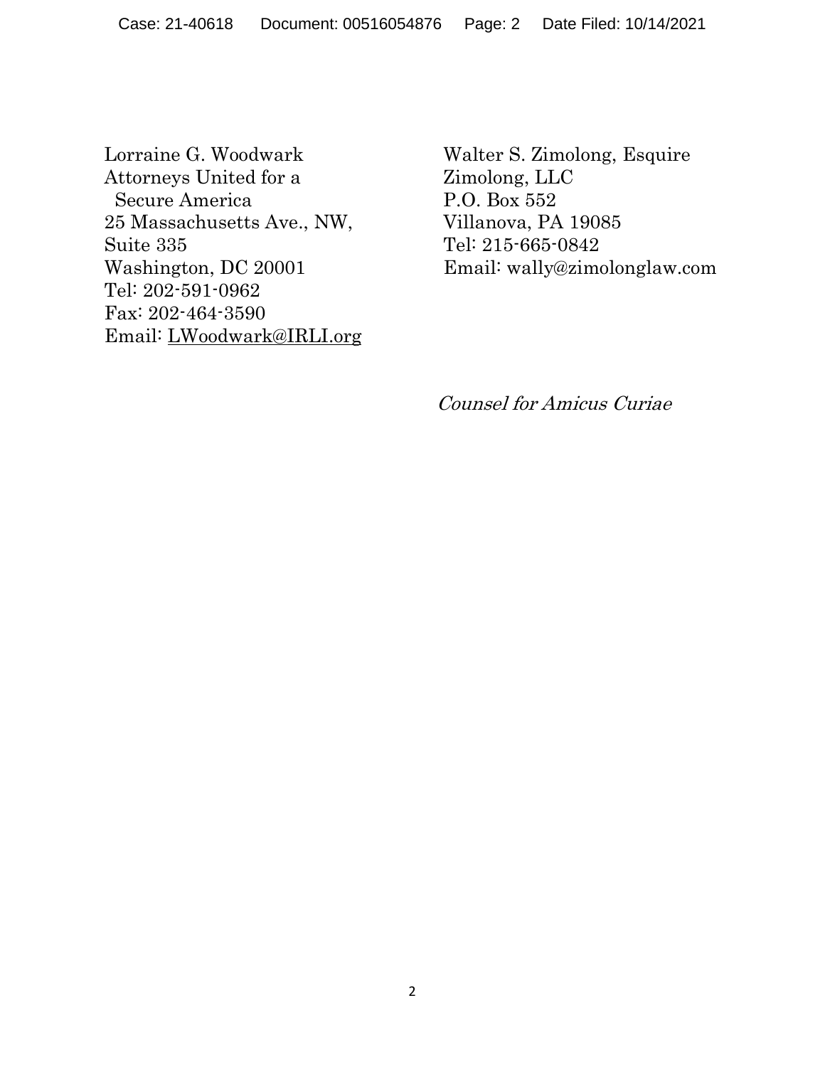Lorraine G. Woodwark
Attorneys United for a
Secure America
25 Massachusetts Ave., NW,
Suite 335
Washington, DC 20001
Tel: 202-591-0962
Fax: 202-464-3590
Email: LWoodwark@IRLI.org

Walter S. Zimolong, Esquire
Zimolong, LLC
P.O. Box 552
Villanova, PA 19085
Tel: 215-665-0842
Email: wally@zimolonglaw.com

*Counsel for Amicus Curiae*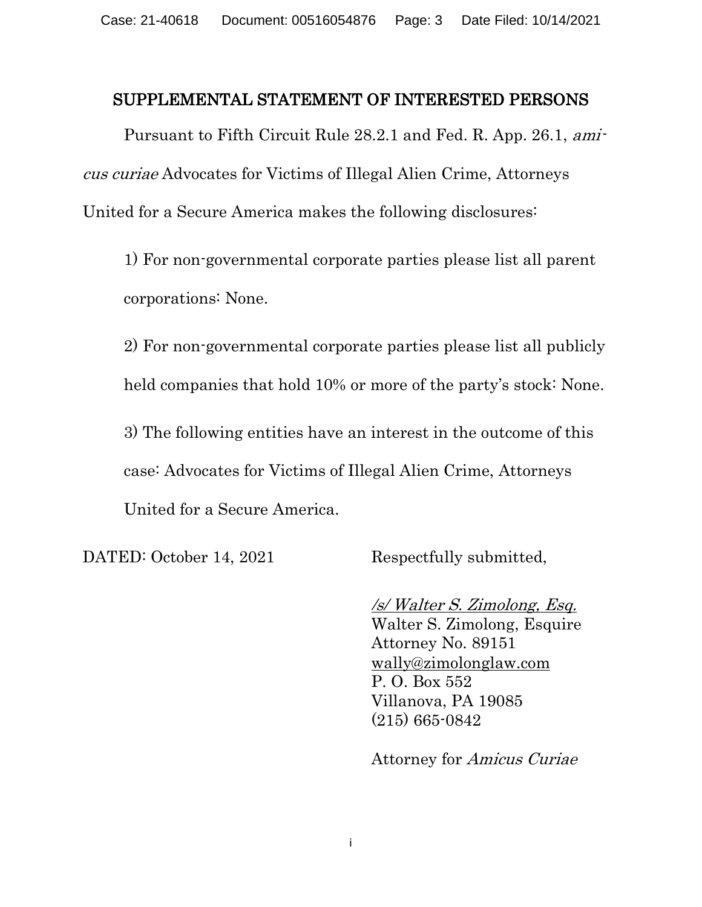## SUPPLEMENTAL STATEMENT OF INTERESTED PERSONS

Pursuant to Fifth Circuit Rule 28.2.1 and Fed. R. App. 26.1, *amicus curiae* Advocates for Victims of Illegal Alien Crime, Attorneys United for a Secure America makes the following disclosures:

1) For non-governmental corporate parties please list all parent corporations: None.

2) For non-governmental corporate parties please list all publicly held companies that hold 10% or more of the party's stock: None.

3) The following entities have an interest in the outcome of this case: Advocates for Victims of Illegal Alien Crime, Attorneys United for a Secure America.

DATED: October 14, 2021

Respectfully submitted,

*/s/ Walter S. Zimolong, Esq.*
Walter S. Zimolong, Esquire
Attorney No. 89151
wally@zimolonglaw.com
P. O. Box 552
Villanova, PA 19085
(215) 665-0842

Attorney for *Amicus Curiae*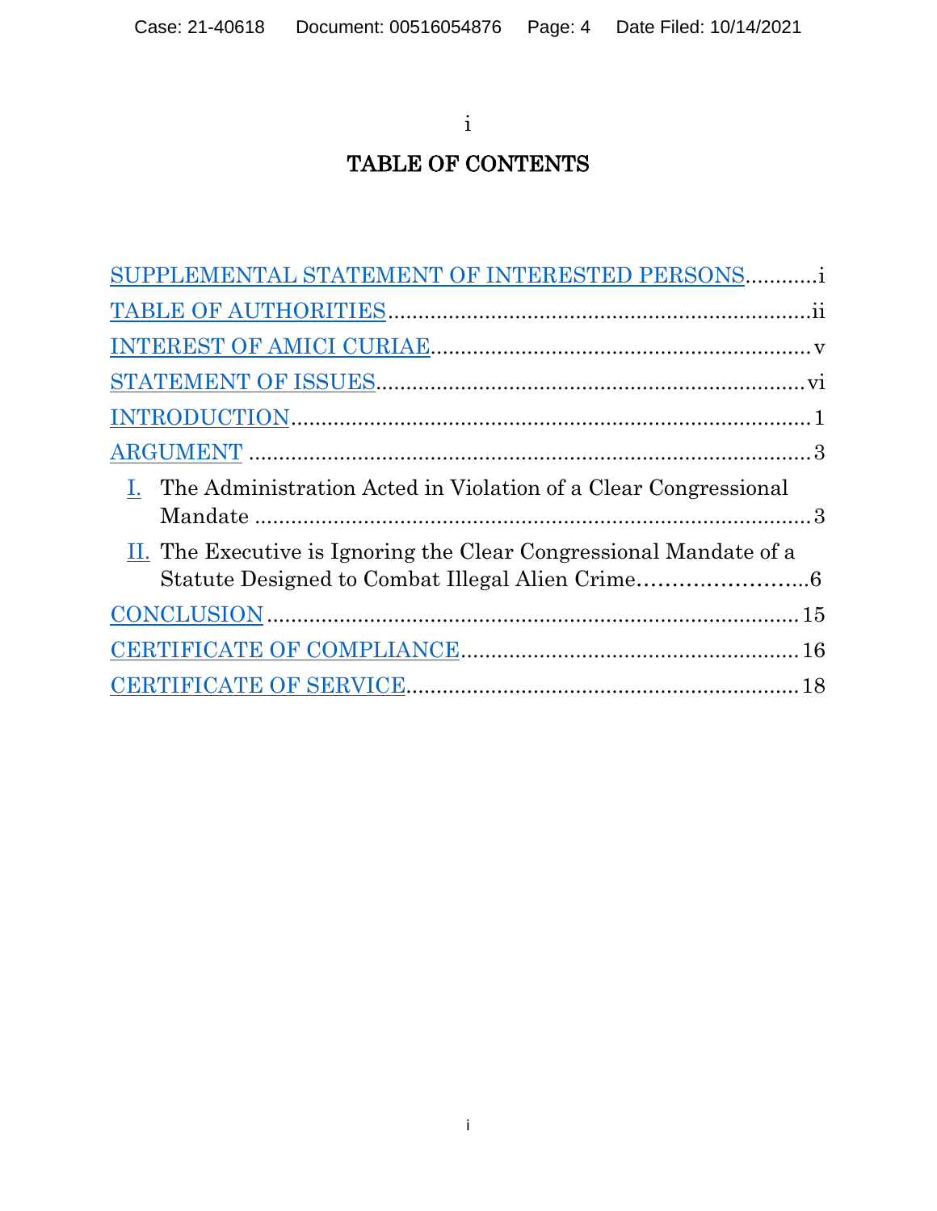# TABLE OF CONTENTS

SUPPLEMENTAL STATEMENT OF INTERESTED PERSONS............i

TABLE OF AUTHORITIES.......................................................................ii

INTEREST OF AMICI CURIAE..............................................................v

STATEMENT OF ISSUES......................................................................vi

INTRODUCTION......................................................................................1

ARGUMENT .............................................................................................3

- I. The Administration Acted in Violation of a Clear Congressional Mandate .............................................................................................3
- II. The Executive is Ignoring the Clear Congressional Mandate of a Statute Designed to Combat Illegal Alien Crime……………………..6

CONCLUSION........................................................................................15

CERTIFICATE OF COMPLIANCE.......................................................16

CERTIFICATE OF SERVICE................................................................18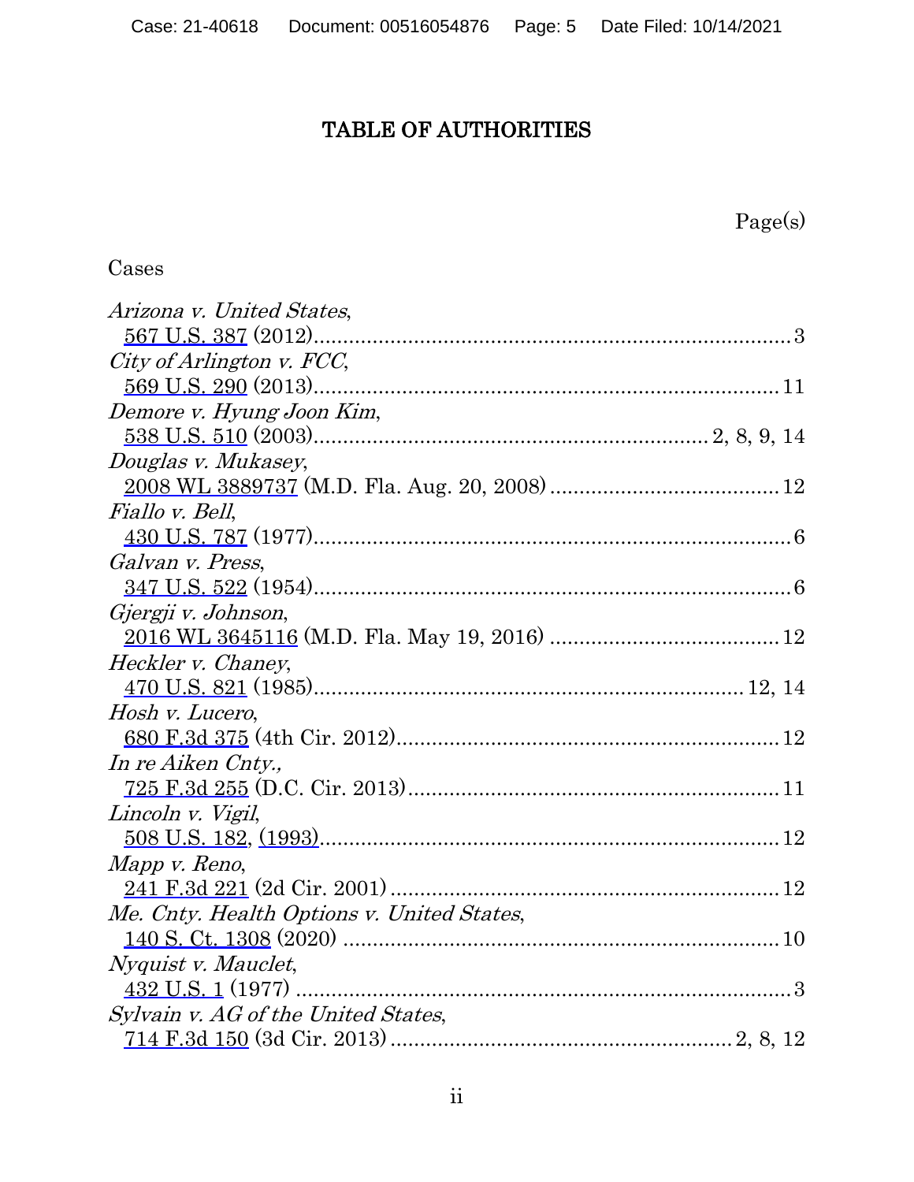# TABLE OF AUTHORITIES

Page(s)

Cases

*Arizona v. United States*,
567 U.S. 387 (2012)....................................................................................3

*City of Arlington v. FCC*,
569 U.S. 290 (2013)..................................................................................11

*Demore v. Hyung Joon Kim*,
538 U.S. 510 (2003)....................................................................2, 8, 9, 14

*Douglas v. Mukasey*,
2008 WL 3889737 (M.D. Fla. Aug. 20, 2008) .......................................12

*Fiallo v. Bell*,
430 U.S. 787 (1977)....................................................................................6

*Galvan v. Press*,
347 U.S. 522 (1954)....................................................................................6

*Gjergji v. Johnson*,
2016 WL 3645116 (M.D. Fla. May 19, 2016) ........................................12

*Heckler v. Chaney*,
470 U.S. 821 (1985)...........................................................................12, 14

*Hosh v. Lucero*,
680 F.3d 375 (4th Cir. 2012)...................................................................12

*In re Aiken Cnty.,*
725 F.3d 255 (D.C. Cir. 2013).................................................................11

*Lincoln v. Vigil*,
508 U.S. 182, (1993)................................................................................12

*Mapp v. Reno*,
241 F.3d 221 (2d Cir. 2001) ....................................................................12

*Me. Cnty. Health Options v. United States*,
140 S. Ct. 1308 (2020) .............................................................................10

*Nyquist v. Mauclet*,
432 U.S. 1 (1977) .......................................................................................3

*Sylvain v. AG of the United States*,
714 F.3d 150 (3d Cir. 2013) ........................................................2, 8, 12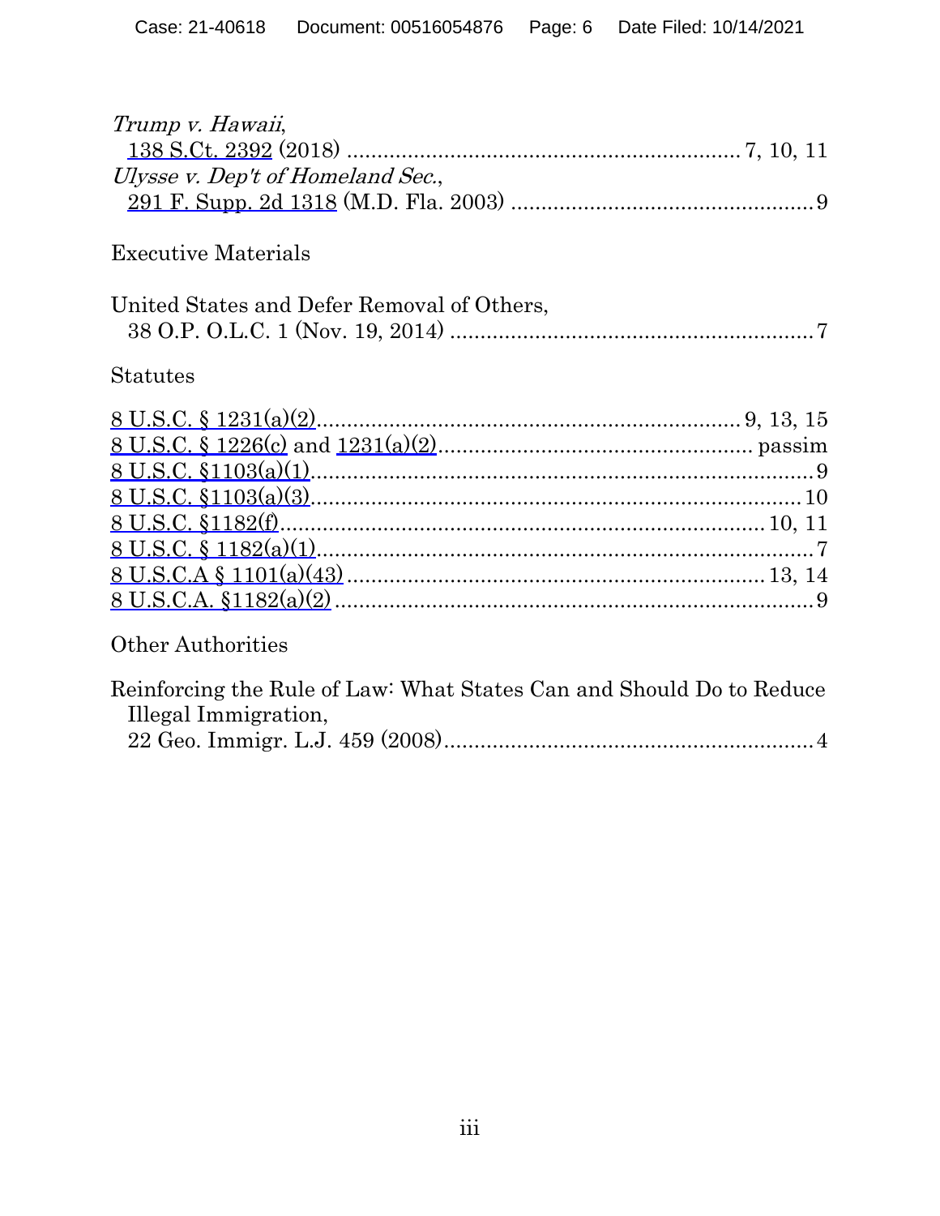*Trump v. Hawaii*,
138 S.Ct. 2392 (2018) ................................................................ 7, 10, 11

*Ulysse v. Dep't of Homeland Sec.*,
291 F. Supp. 2d 1318 (M.D. Fla. 2003) ................................................ 9

Executive Materials

United States and Defer Removal of Others,
38 O.P. O.L.C. 1 (Nov. 19, 2014) ........................................................... 7

Statutes

8 U.S.C. § 1231(a)(2).................................................................... 9, 13, 15
8 U.S.C. § 1226(c) and 1231(a)(2).................................................. passim
8 U.S.C. §1103(a)(1)................................................................................. 9
8 U.S.C. §1103(a)(3)............................................................................... 10
8 U.S.C. §1182(f)............................................................................. 10, 11
8 U.S.C. § 1182(a)(1)................................................................................. 7
8 U.S.C.A § 1101(a)(43) .................................................................. 13, 14
8 U.S.C.A. §1182(a)(2) ............................................................................. 9

Other Authorities

Reinforcing the Rule of Law: What States Can and Should Do to Reduce Illegal Immigration,
22 Geo. Immigr. L.J. 459 (2008)............................................................ 4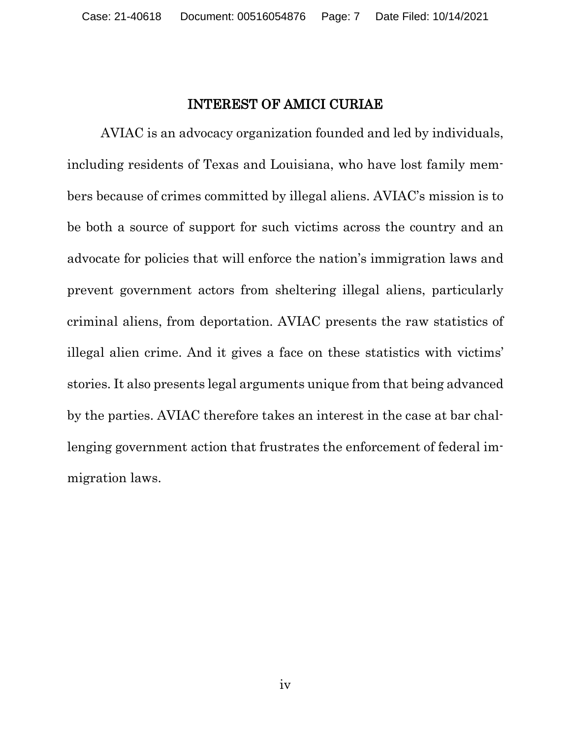# INTEREST OF AMICI CURIAE

AVIAC is an advocacy organization founded and led by individuals, including residents of Texas and Louisiana, who have lost family members because of crimes committed by illegal aliens. AVIAC's mission is to be both a source of support for such victims across the country and an advocate for policies that will enforce the nation's immigration laws and prevent government actors from sheltering illegal aliens, particularly criminal aliens, from deportation. AVIAC presents the raw statistics of illegal alien crime. And it gives a face on these statistics with victims' stories. It also presents legal arguments unique from that being advanced by the parties. AVIAC therefore takes an interest in the case at bar challenging government action that frustrates the enforcement of federal immigration laws.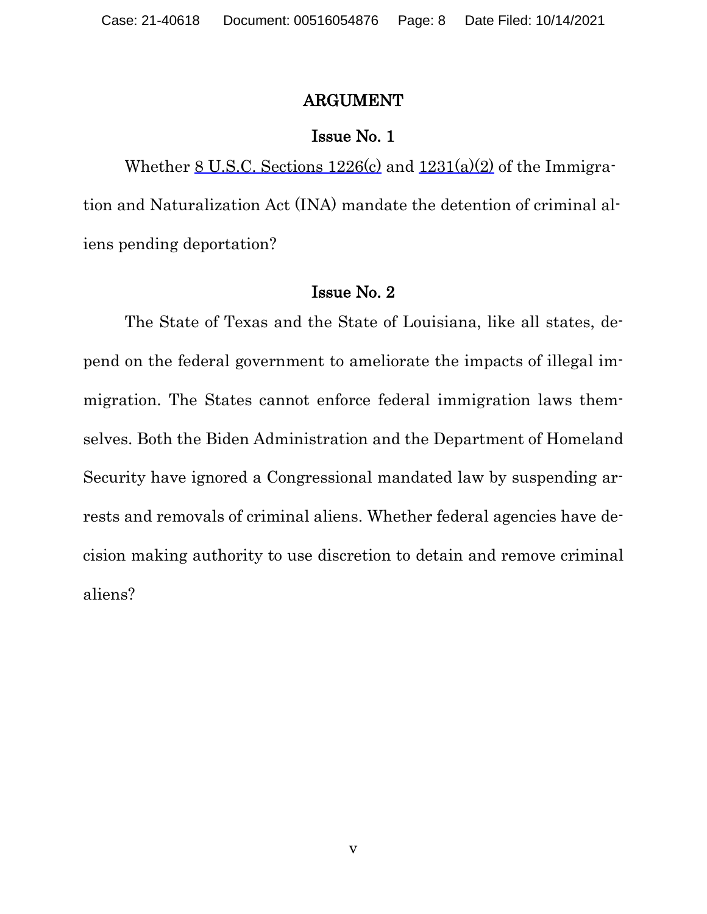# ARGUMENT

## Issue No. 1

Whether 8 U.S.C. Sections 1226(c) and 1231(a)(2) of the Immigration and Naturalization Act (INA) mandate the detention of criminal aliens pending deportation?

## Issue No. 2

The State of Texas and the State of Louisiana, like all states, depend on the federal government to ameliorate the impacts of illegal immigration. The States cannot enforce federal immigration laws themselves. Both the Biden Administration and the Department of Homeland Security have ignored a Congressional mandated law by suspending arrests and removals of criminal aliens. Whether federal agencies have decision making authority to use discretion to detain and remove criminal aliens?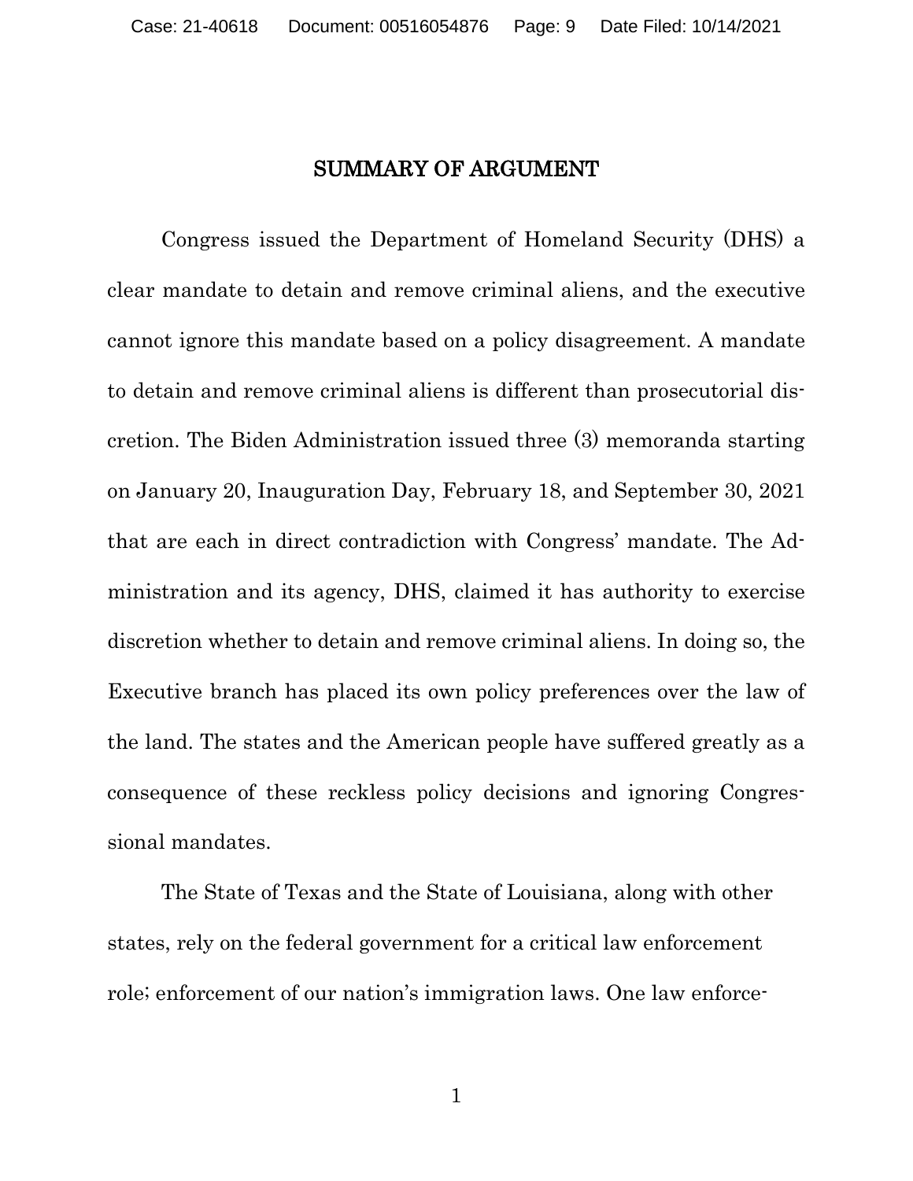## SUMMARY OF ARGUMENT

Congress issued the Department of Homeland Security (DHS) a clear mandate to detain and remove criminal aliens, and the executive cannot ignore this mandate based on a policy disagreement. A mandate to detain and remove criminal aliens is different than prosecutorial discretion. The Biden Administration issued three (3) memoranda starting on January 20, Inauguration Day, February 18, and September 30, 2021 that are each in direct contradiction with Congress' mandate. The Administration and its agency, DHS, claimed it has authority to exercise discretion whether to detain and remove criminal aliens. In doing so, the Executive branch has placed its own policy preferences over the law of the land. The states and the American people have suffered greatly as a consequence of these reckless policy decisions and ignoring Congressional mandates.

The State of Texas and the State of Louisiana, along with other states, rely on the federal government for a critical law enforcement role; enforcement of our nation's immigration laws. One law enforce-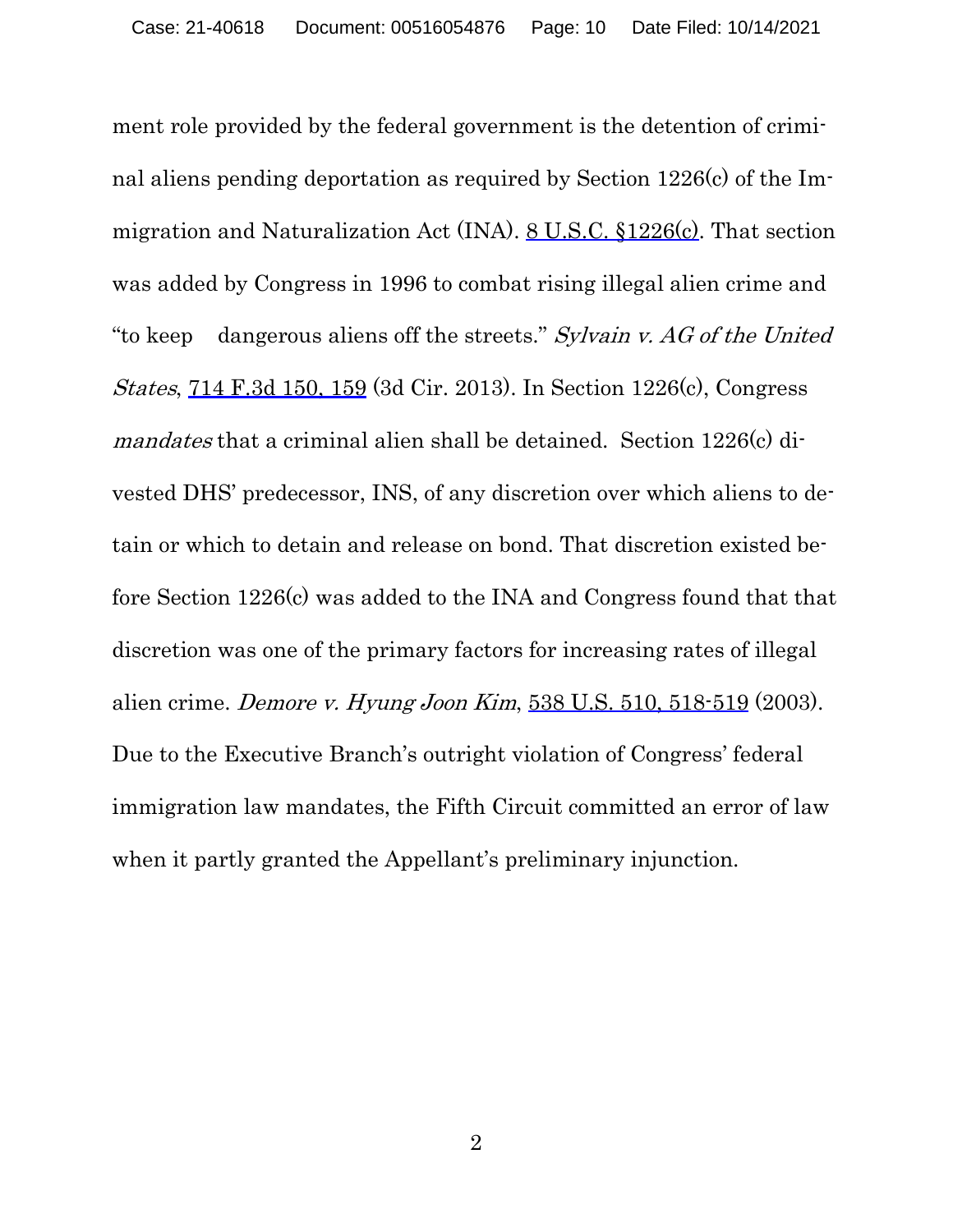ment role provided by the federal government is the detention of criminal aliens pending deportation as required by Section 1226(c) of the Immigration and Naturalization Act (INA). 8 U.S.C. §1226(c). That section was added by Congress in 1996 to combat rising illegal alien crime and "to keep dangerous aliens off the streets." *Sylvain v. AG of the United States*, 714 F.3d 150, 159 (3d Cir. 2013). In Section 1226(c), Congress *mandates* that a criminal alien shall be detained. Section 1226(c) divested DHS' predecessor, INS, of any discretion over which aliens to detain or which to detain and release on bond. That discretion existed before Section 1226(c) was added to the INA and Congress found that that discretion was one of the primary factors for increasing rates of illegal alien crime. *Demore v. Hyung Joon Kim*, 538 U.S. 510, 518-519 (2003). Due to the Executive Branch's outright violation of Congress' federal immigration law mandates, the Fifth Circuit committed an error of law when it partly granted the Appellant's preliminary injunction.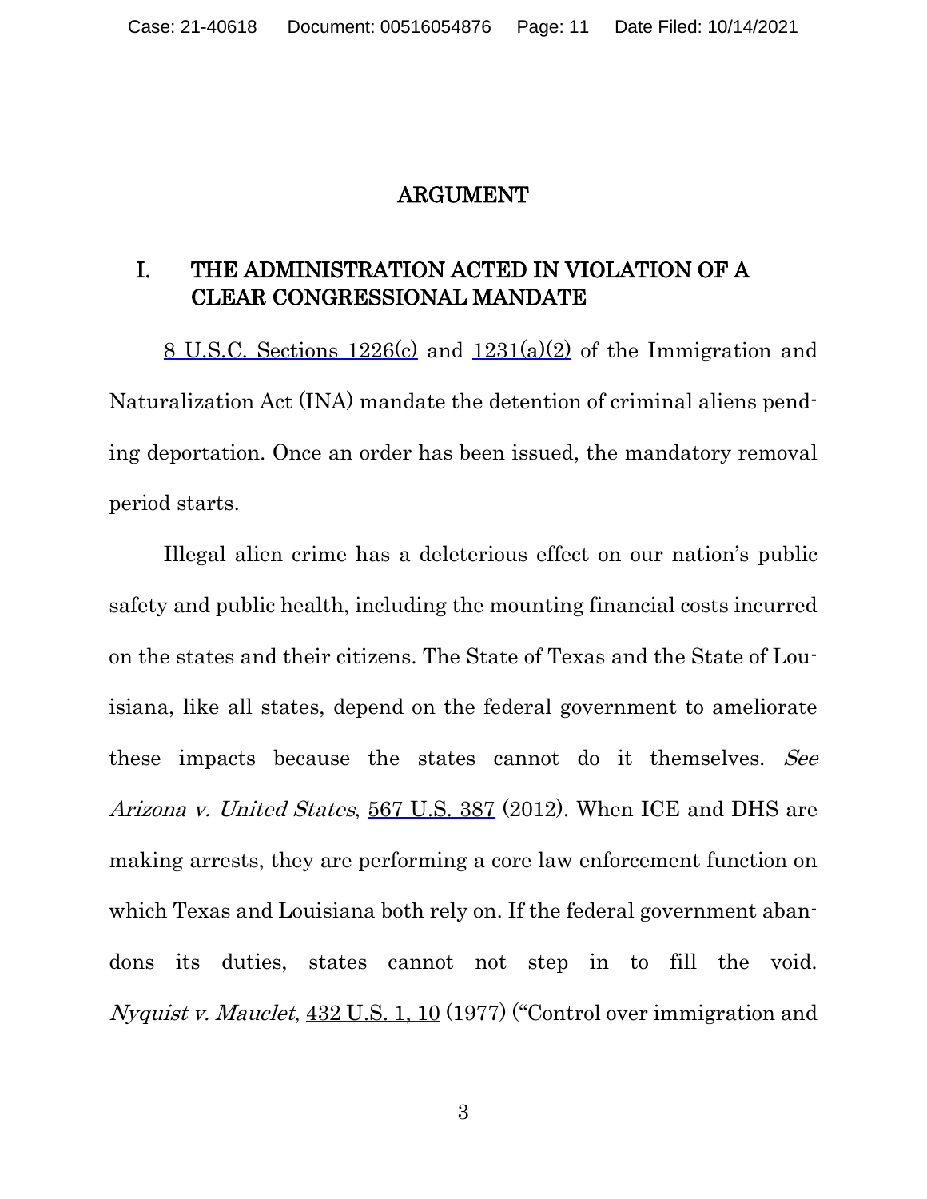# ARGUMENT

## I. THE ADMINISTRATION ACTED IN VIOLATION OF A CLEAR CONGRESSIONAL MANDATE

8 U.S.C. Sections 1226(c) and 1231(a)(2) of the Immigration and Naturalization Act (INA) mandate the detention of criminal aliens pending deportation. Once an order has been issued, the mandatory removal period starts.

Illegal alien crime has a deleterious effect on our nation's public safety and public health, including the mounting financial costs incurred on the states and their citizens. The State of Texas and the State of Louisiana, like all states, depend on the federal government to ameliorate these impacts because the states cannot do it themselves. *See Arizona v. United States*, 567 U.S. 387 (2012). When ICE and DHS are making arrests, they are performing a core law enforcement function on which Texas and Louisiana both rely on. If the federal government abandons its duties, states cannot not step in to fill the void. *Nyquist v. Mauclet*, 432 U.S. 1, 10 (1977) ("Control over immigration and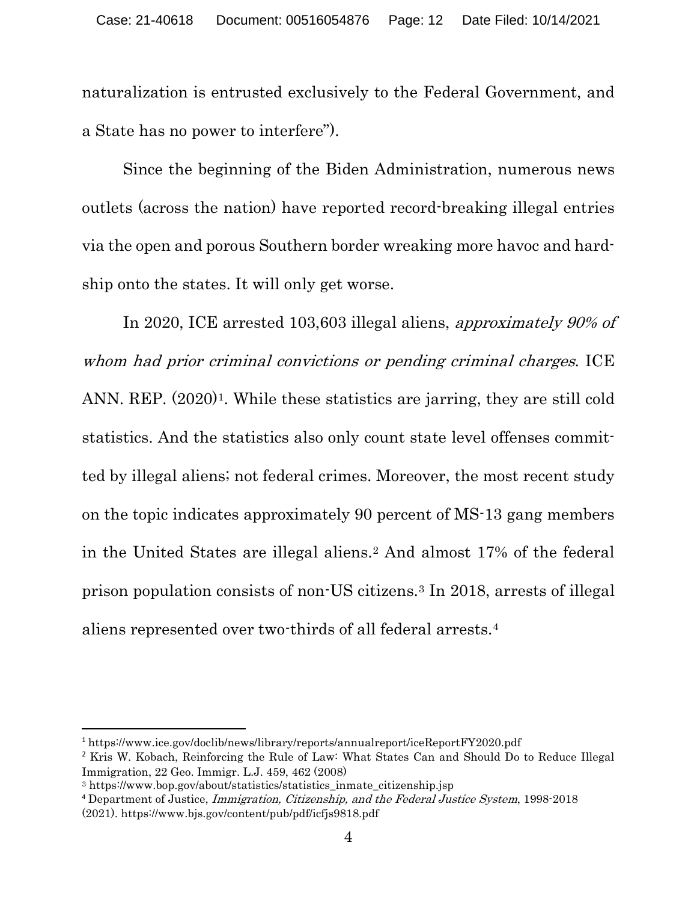naturalization is entrusted exclusively to the Federal Government, and a State has no power to interfere").

Since the beginning of the Biden Administration, numerous news outlets (across the nation) have reported record-breaking illegal entries via the open and porous Southern border wreaking more havoc and hardship onto the states. It will only get worse.

In 2020, ICE arrested 103,603 illegal aliens, *approximately 90% of whom had prior criminal convictions or pending criminal charges*. ICE ANN. REP. (2020)[1]. While these statistics are jarring, they are still cold statistics. And the statistics also only count state level offenses committed by illegal aliens; not federal crimes. Moreover, the most recent study on the topic indicates approximately 90 percent of MS-13 gang members in the United States are illegal aliens.[2] And almost 17% of the federal prison population consists of non-US citizens.[3] In 2018, arrests of illegal aliens represented over two-thirds of all federal arrests.[4]

---

[1] https://www.ice.gov/doclib/news/library/reports/annualreport/iceReportFY2020.pdf

[2] Kris W. Kobach, Reinforcing the Rule of Law: What States Can and Should Do to Reduce Illegal Immigration, 22 Geo. Immigr. L.J. 459, 462 (2008)

[3] https://www.bop.gov/about/statistics/statistics_inmate_citizenship.jsp

[4] Department of Justice, *Immigration, Citizenship, and the Federal Justice System*, 1998-2018 (2021). https://www.bjs.gov/content/pub/pdf/icfjs9818.pdf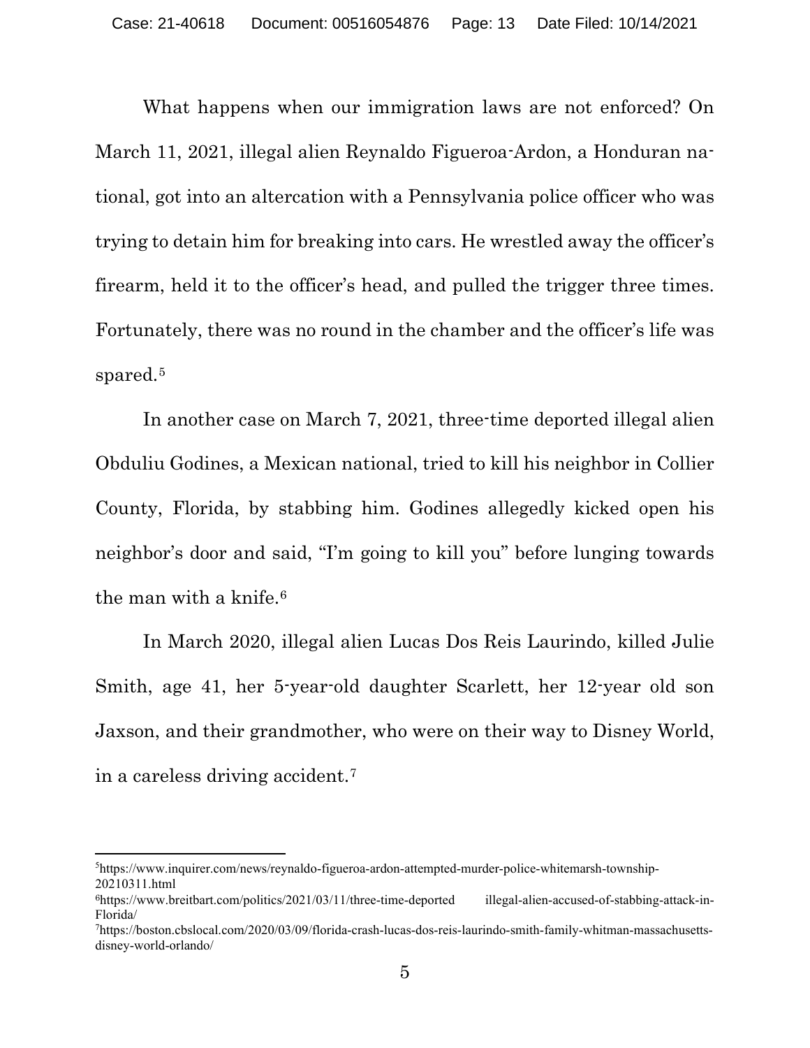What happens when our immigration laws are not enforced? On March 11, 2021, illegal alien Reynaldo Figueroa-Ardon, a Honduran national, got into an altercation with a Pennsylvania police officer who was trying to detain him for breaking into cars. He wrestled away the officer's firearm, held it to the officer's head, and pulled the trigger three times. Fortunately, there was no round in the chamber and the officer's life was spared.[5]

In another case on March 7, 2021, three-time deported illegal alien Obduliu Godines, a Mexican national, tried to kill his neighbor in Collier County, Florida, by stabbing him. Godines allegedly kicked open his neighbor's door and said, "I'm going to kill you" before lunging towards the man with a knife.[6]

In March 2020, illegal alien Lucas Dos Reis Laurindo, killed Julie Smith, age 41, her 5-year-old daughter Scarlett, her 12-year old son Jaxson, and their grandmother, who were on their way to Disney World, in a careless driving accident.[7]

---

[5] https://www.inquirer.com/news/reynaldo-figueroa-ardon-attempted-murder-police-whitemarsh-township-20210311.html

[6] https://www.breitbart.com/politics/2021/03/11/three-time-deported illegal-alien-accused-of-stabbing-attack-in-Florida/

[7] https://boston.cbslocal.com/2020/03/09/florida-crash-lucas-dos-reis-laurindo-smith-family-whitman-massachusetts-disney-world-orlando/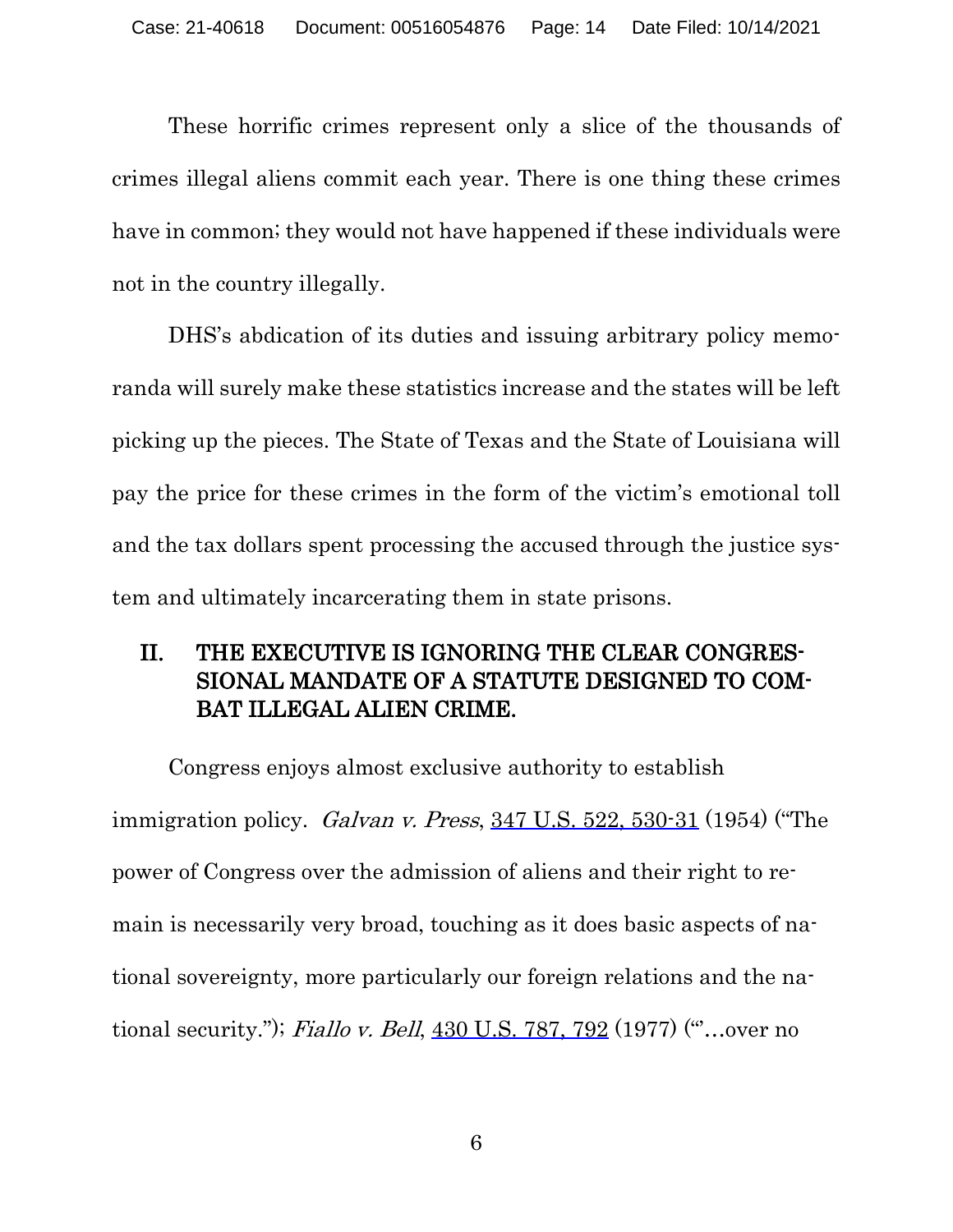These horrific crimes represent only a slice of the thousands of crimes illegal aliens commit each year. There is one thing these crimes have in common; they would not have happened if these individuals were not in the country illegally.

DHS's abdication of its duties and issuing arbitrary policy memoranda will surely make these statistics increase and the states will be left picking up the pieces. The State of Texas and the State of Louisiana will pay the price for these crimes in the form of the victim's emotional toll and the tax dollars spent processing the accused through the justice system and ultimately incarcerating them in state prisons.

## II. THE EXECUTIVE IS IGNORING THE CLEAR CONGRESSIONAL MANDATE OF A STATUTE DESIGNED TO COMBAT ILLEGAL ALIEN CRIME.

Congress enjoys almost exclusive authority to establish immigration policy. *Galvan v. Press*, 347 U.S. 522, 530-31 (1954) ("The power of Congress over the admission of aliens and their right to remain is necessarily very broad, touching as it does basic aspects of national sovereignty, more particularly our foreign relations and the national security."); *Fiallo v. Bell*, 430 U.S. 787, 792 (1977) ("'…over no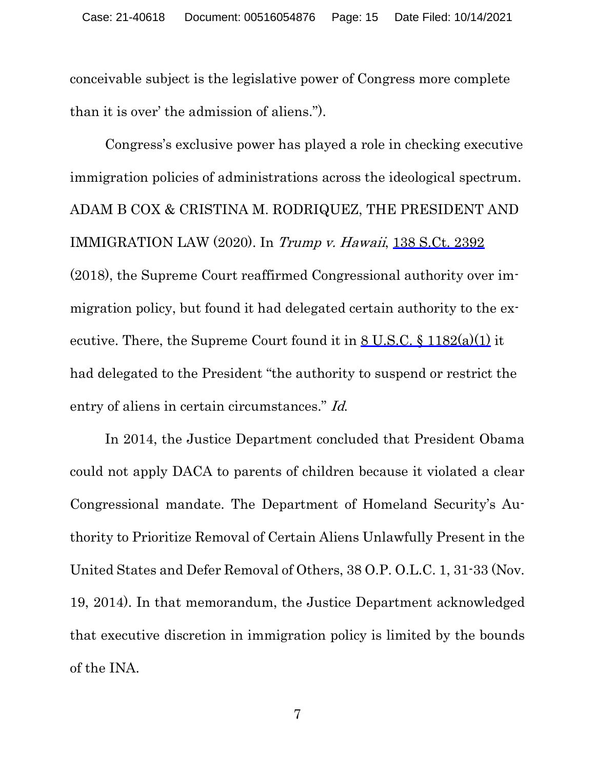conceivable subject is the legislative power of Congress more complete than it is over' the admission of aliens.").

Congress's exclusive power has played a role in checking executive immigration policies of administrations across the ideological spectrum. ADAM B COX & CRISTINA M. RODRIQUEZ, THE PRESIDENT AND IMMIGRATION LAW (2020). In *Trump v. Hawaii*, 138 S.Ct. 2392 (2018), the Supreme Court reaffirmed Congressional authority over immigration policy, but found it had delegated certain authority to the executive. There, the Supreme Court found it in 8 U.S.C. § 1182(a)(1) it had delegated to the President "the authority to suspend or restrict the entry of aliens in certain circumstances." *Id.*

In 2014, the Justice Department concluded that President Obama could not apply DACA to parents of children because it violated a clear Congressional mandate. The Department of Homeland Security's Authority to Prioritize Removal of Certain Aliens Unlawfully Present in the United States and Defer Removal of Others, 38 O.P. O.L.C. 1, 31-33 (Nov. 19, 2014). In that memorandum, the Justice Department acknowledged that executive discretion in immigration policy is limited by the bounds of the INA.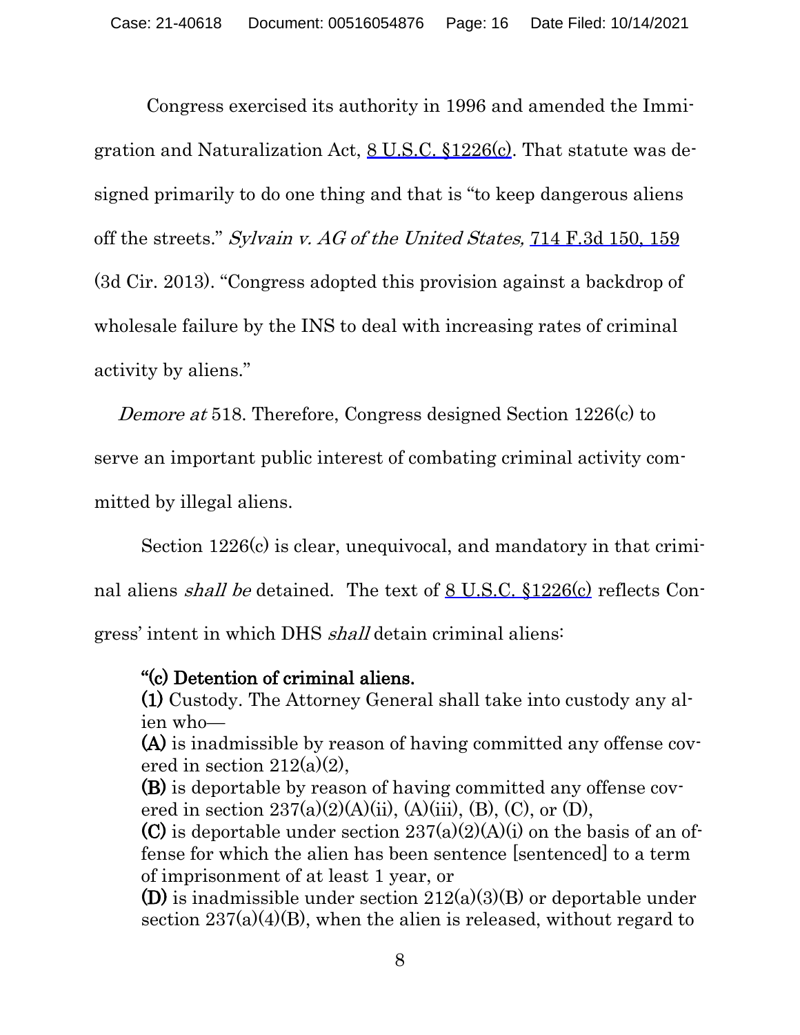Congress exercised its authority in 1996 and amended the Immigration and Naturalization Act, 8 U.S.C. §1226(c). That statute was designed primarily to do one thing and that is "to keep dangerous aliens off the streets." *Sylvain v. AG of the United States,* 714 F.3d 150, 159 (3d Cir. 2013). "Congress adopted this provision against a backdrop of wholesale failure by the INS to deal with increasing rates of criminal activity by aliens."

*Demore at* 518. Therefore, Congress designed Section 1226(c) to serve an important public interest of combating criminal activity committed by illegal aliens.

Section 1226(c) is clear, unequivocal, and mandatory in that criminal aliens *shall be* detained. The text of 8 U.S.C. §1226(c) reflects Congress' intent in which DHS *shall* detain criminal aliens:

> **"(c) Detention of criminal aliens.**
> **(1)** Custody. The Attorney General shall take into custody any alien who—
> **(A)** is inadmissible by reason of having committed any offense covered in section 212(a)(2),
> **(B)** is deportable by reason of having committed any offense covered in section 237(a)(2)(A)(ii), (A)(iii), (B), (C), or (D),
> **(C)** is deportable under section 237(a)(2)(A)(i) on the basis of an offense for which the alien has been sentence [sentenced] to a term of imprisonment of at least 1 year, or
> **(D)** is inadmissible under section 212(a)(3)(B) or deportable under section 237(a)(4)(B), when the alien is released, without regard to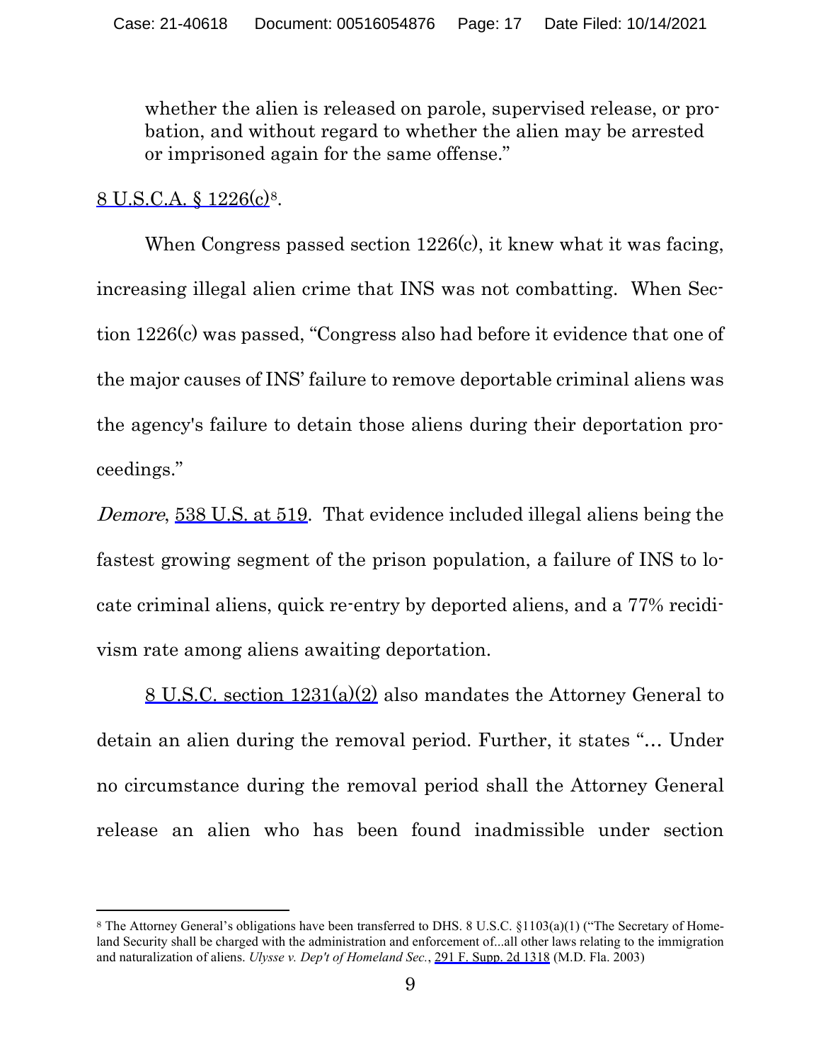> whether the alien is released on parole, supervised release, or probation, and without regard to whether the alien may be arrested or imprisoned again for the same offense."

8 U.S.C.A. § 1226(c)[8].

When Congress passed section 1226(c), it knew what it was facing, increasing illegal alien crime that INS was not combatting. When Section 1226(c) was passed, "Congress also had before it evidence that one of the major causes of INS' failure to remove deportable criminal aliens was the agency's failure to detain those aliens during their deportation proceedings."

*Demore*, 538 U.S. at 519. That evidence included illegal aliens being the fastest growing segment of the prison population, a failure of INS to locate criminal aliens, quick re-entry by deported aliens, and a 77% recidivism rate among aliens awaiting deportation.

8 U.S.C. section 1231(a)(2) also mandates the Attorney General to detain an alien during the removal period. Further, it states "… Under no circumstance during the removal period shall the Attorney General release an alien who has been found inadmissible under section

---

[8] The Attorney General's obligations have been transferred to DHS. 8 U.S.C. §1103(a)(1) ("The Secretary of Homeland Security shall be charged with the administration and enforcement of...all other laws relating to the immigration and naturalization of aliens. *Ulysse v. Dep't of Homeland Sec.*, 291 F. Supp. 2d 1318 (M.D. Fla. 2003)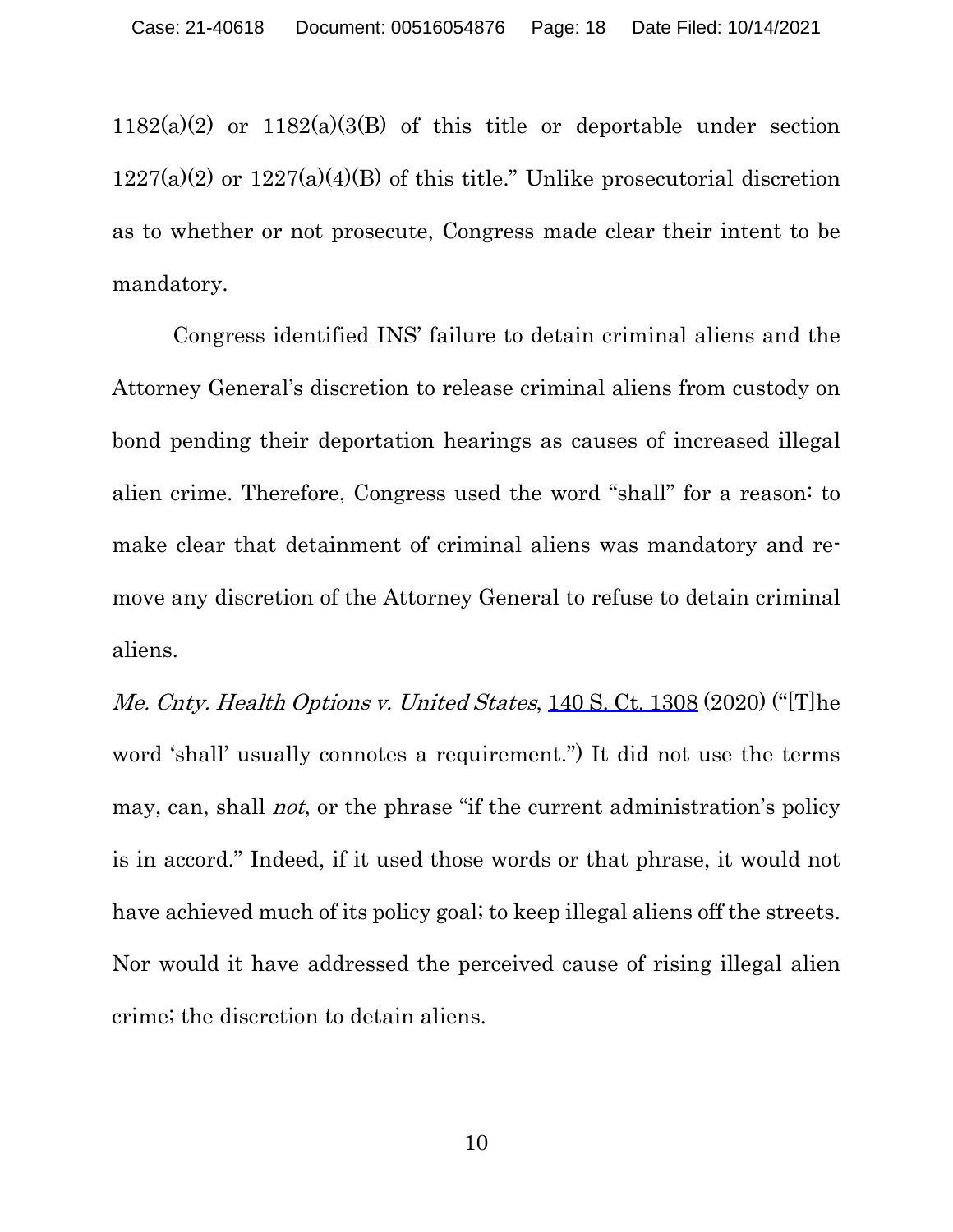1182(a)(2) or 1182(a)(3(B) of this title or deportable under section 1227(a)(2) or 1227(a)(4)(B) of this title." Unlike prosecutorial discretion as to whether or not prosecute, Congress made clear their intent to be mandatory.

Congress identified INS' failure to detain criminal aliens and the Attorney General's discretion to release criminal aliens from custody on bond pending their deportation hearings as causes of increased illegal alien crime. Therefore, Congress used the word "shall" for a reason: to make clear that detainment of criminal aliens was mandatory and remove any discretion of the Attorney General to refuse to detain criminal aliens.

*Me. Cnty. Health Options v. United States*, 140 S. Ct. 1308 (2020) ("[T]he word 'shall' usually connotes a requirement.") It did not use the terms may, can, shall *not*, or the phrase "if the current administration's policy is in accord." Indeed, if it used those words or that phrase, it would not have achieved much of its policy goal; to keep illegal aliens off the streets. Nor would it have addressed the perceived cause of rising illegal alien crime; the discretion to detain aliens.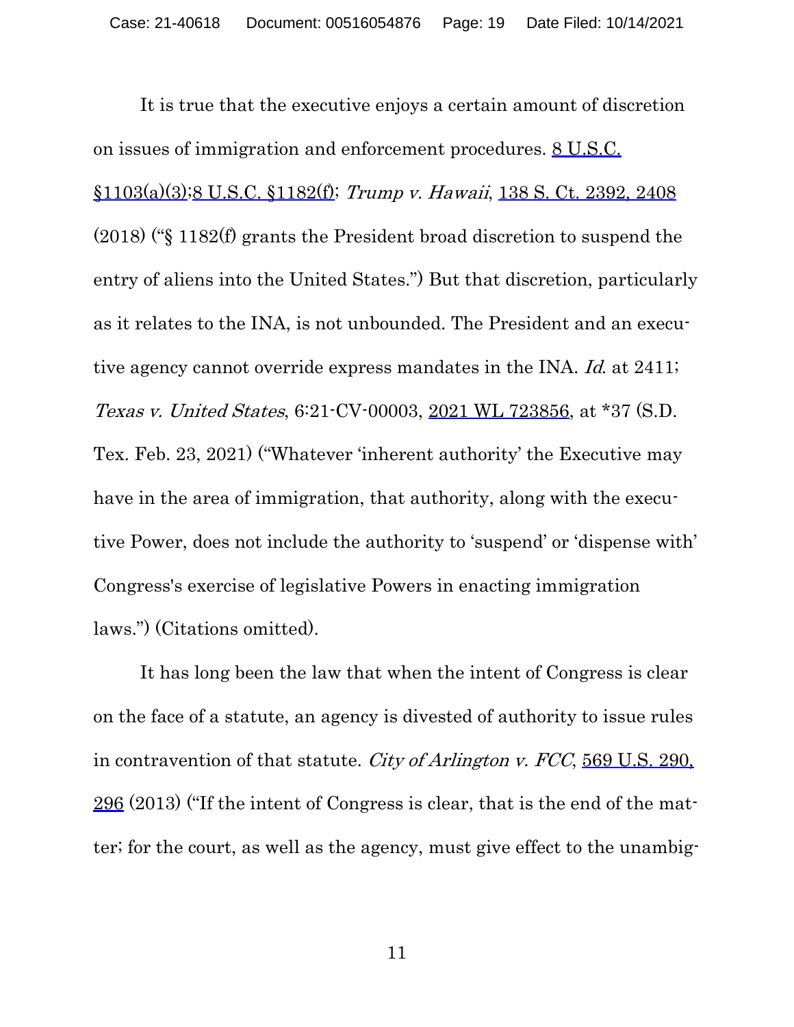It is true that the executive enjoys a certain amount of discretion on issues of immigration and enforcement procedures. 8 U.S.C. §1103(a)(3);8 U.S.C. §1182(f); *Trump v. Hawaii*, 138 S. Ct. 2392, 2408 (2018) ("§ 1182(f) grants the President broad discretion to suspend the entry of aliens into the United States.") But that discretion, particularly as it relates to the INA, is not unbounded. The President and an executive agency cannot override express mandates in the INA. *Id.* at 2411; *Texas v. United States*, 6:21-CV-00003, 2021 WL 723856, at *37 (S.D. Tex. Feb. 23, 2021) ("Whatever 'inherent authority' the Executive may have in the area of immigration, that authority, along with the executive Power, does not include the authority to 'suspend' or 'dispense with' Congress's exercise of legislative Powers in enacting immigration laws.") (Citations omitted).

It has long been the law that when the intent of Congress is clear on the face of a statute, an agency is divested of authority to issue rules in contravention of that statute. *City of Arlington v. FCC*, 569 U.S. 290, 296 (2013) ("If the intent of Congress is clear, that is the end of the matter; for the court, as well as the agency, must give effect to the unambig-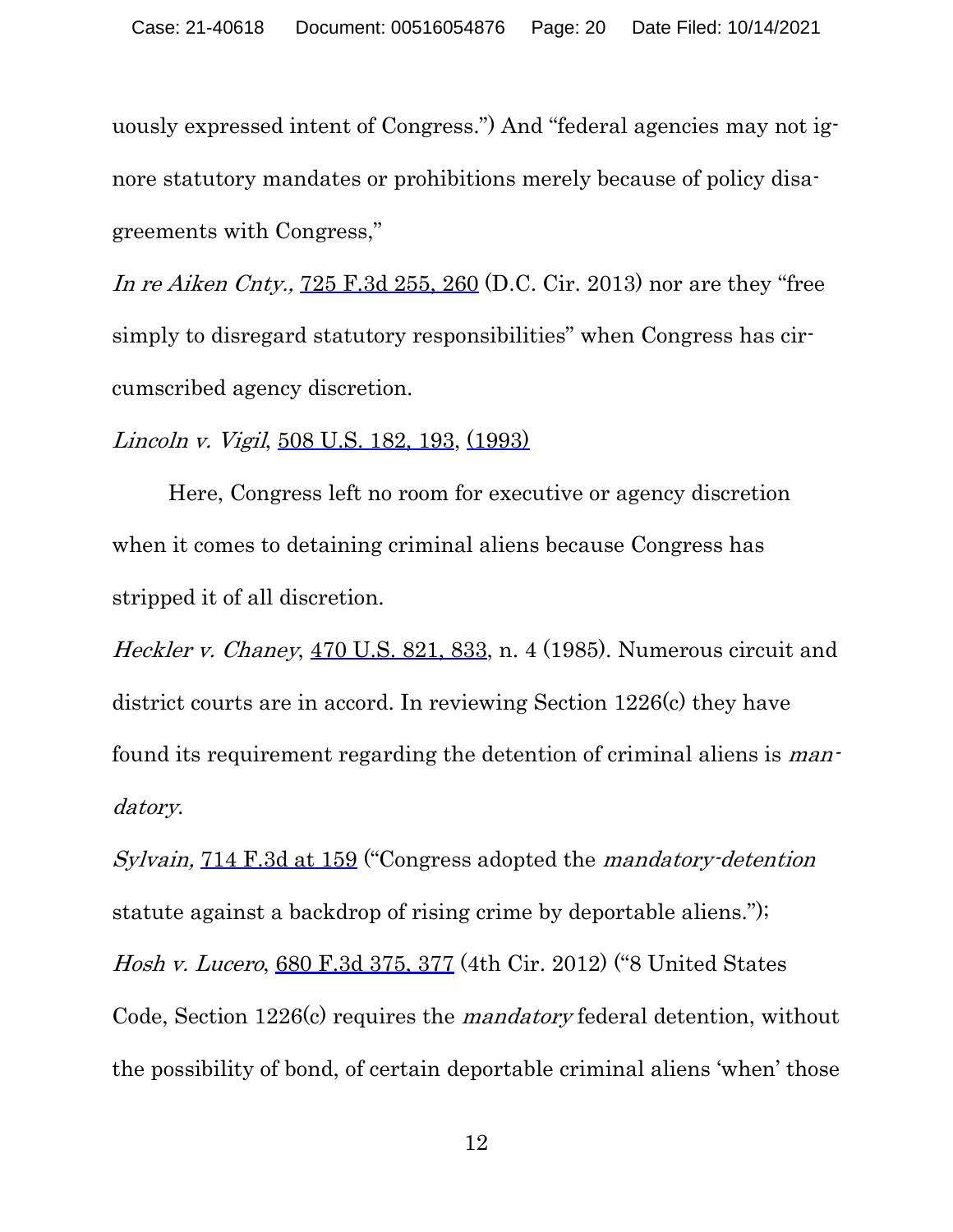uously expressed intent of Congress.") And "federal agencies may not ignore statutory mandates or prohibitions merely because of policy disagreements with Congress,"

*In re Aiken Cnty.,* 725 F.3d 255, 260 (D.C. Cir. 2013) nor are they "free simply to disregard statutory responsibilities" when Congress has circumscribed agency discretion.

*Lincoln v. Vigil*, 508 U.S. 182, 193, (1993)

Here, Congress left no room for executive or agency discretion when it comes to detaining criminal aliens because Congress has stripped it of all discretion.

*Heckler v. Chaney*, 470 U.S. 821, 833, n. 4 (1985). Numerous circuit and district courts are in accord. In reviewing Section 1226(c) they have found its requirement regarding the detention of criminal aliens is *mandatory*.

*Sylvain,* 714 F.3d at 159 ("Congress adopted the *mandatory-detention* statute against a backdrop of rising crime by deportable aliens."); *Hosh v. Lucero*, 680 F.3d 375, 377 (4th Cir. 2012) ("8 United States Code, Section 1226(c) requires the *mandatory* federal detention, without the possibility of bond, of certain deportable criminal aliens 'when' those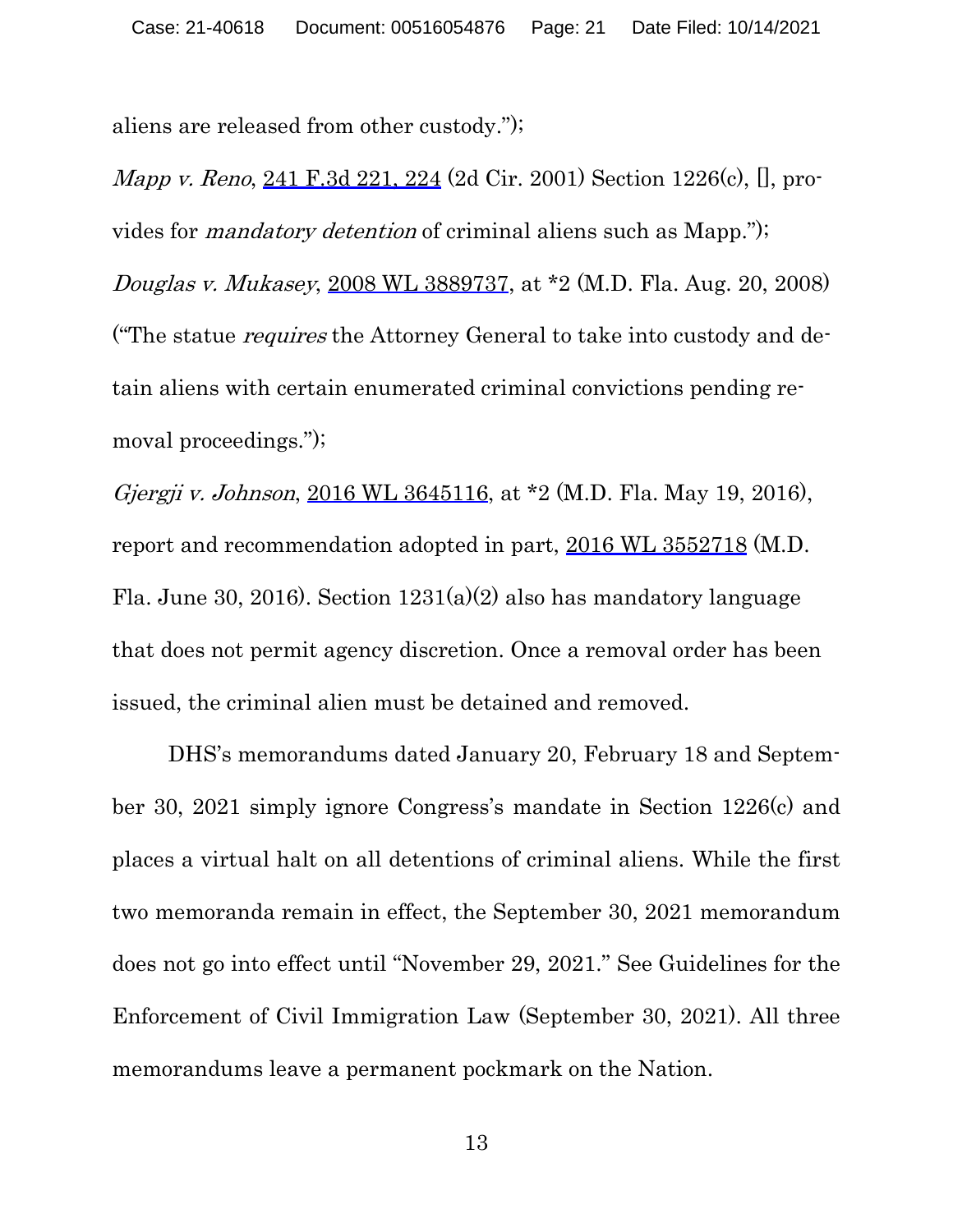aliens are released from other custody.");

*Mapp v. Reno*, 241 F.3d 221, 224 (2d Cir. 2001) Section 1226(c), [], provides for *mandatory detention* of criminal aliens such as Mapp.");

*Douglas v. Mukasey*, 2008 WL 3889737, at *2 (M.D. Fla. Aug. 20, 2008) ("The statue *requires* the Attorney General to take into custody and detain aliens with certain enumerated criminal convictions pending removal proceedings.");

*Gjergji v. Johnson*, 2016 WL 3645116, at *2 (M.D. Fla. May 19, 2016), report and recommendation adopted in part, 2016 WL 3552718 (M.D. Fla. June 30, 2016). Section 1231(a)(2) also has mandatory language that does not permit agency discretion. Once a removal order has been issued, the criminal alien must be detained and removed.

DHS's memorandums dated January 20, February 18 and September 30, 2021 simply ignore Congress's mandate in Section 1226(c) and places a virtual halt on all detentions of criminal aliens. While the first two memoranda remain in effect, the September 30, 2021 memorandum does not go into effect until "November 29, 2021." See Guidelines for the Enforcement of Civil Immigration Law (September 30, 2021). All three memorandums leave a permanent pockmark on the Nation.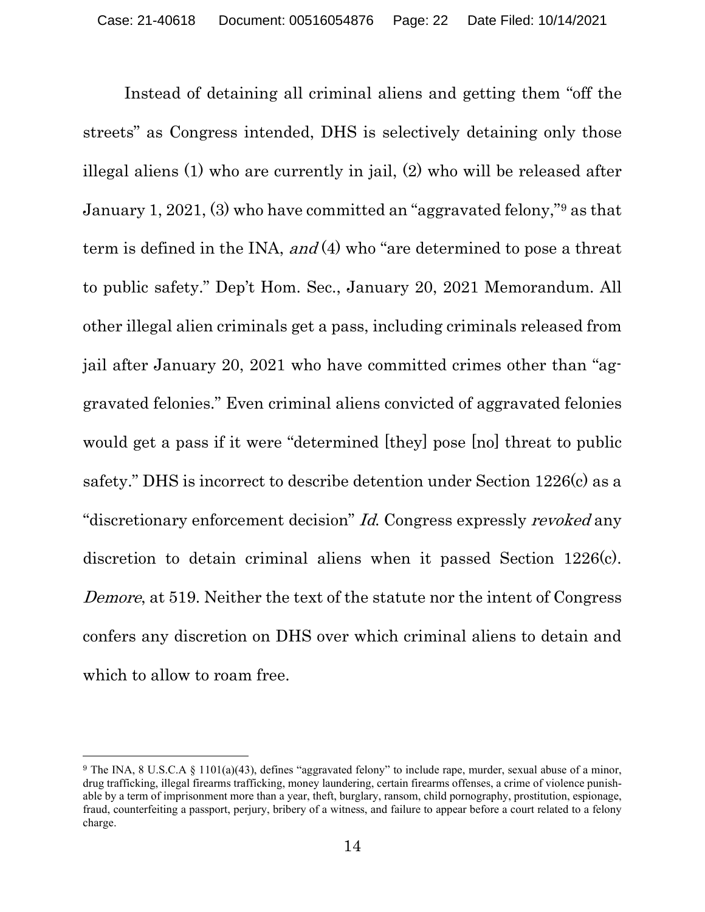Instead of detaining all criminal aliens and getting them "off the streets" as Congress intended, DHS is selectively detaining only those illegal aliens (1) who are currently in jail, (2) who will be released after January 1, 2021, (3) who have committed an "aggravated felony,"[9] as that term is defined in the INA, *and* (4) who "are determined to pose a threat to public safety." Dep't Hom. Sec., January 20, 2021 Memorandum. All other illegal alien criminals get a pass, including criminals released from jail after January 20, 2021 who have committed crimes other than "aggravated felonies." Even criminal aliens convicted of aggravated felonies would get a pass if it were "determined [they] pose [no] threat to public safety." DHS is incorrect to describe detention under Section 1226(c) as a "discretionary enforcement decision" *Id.* Congress expressly *revoked* any discretion to detain criminal aliens when it passed Section 1226(c). *Demore*, at 519. Neither the text of the statute nor the intent of Congress confers any discretion on DHS over which criminal aliens to detain and which to allow to roam free.

[9] The INA, 8 U.S.C.A § 1101(a)(43), defines "aggravated felony" to include rape, murder, sexual abuse of a minor, drug trafficking, illegal firearms trafficking, money laundering, certain firearms offenses, a crime of violence punishable by a term of imprisonment more than a year, theft, burglary, ransom, child pornography, prostitution, espionage, fraud, counterfeiting a passport, perjury, bribery of a witness, and failure to appear before a court related to a felony charge.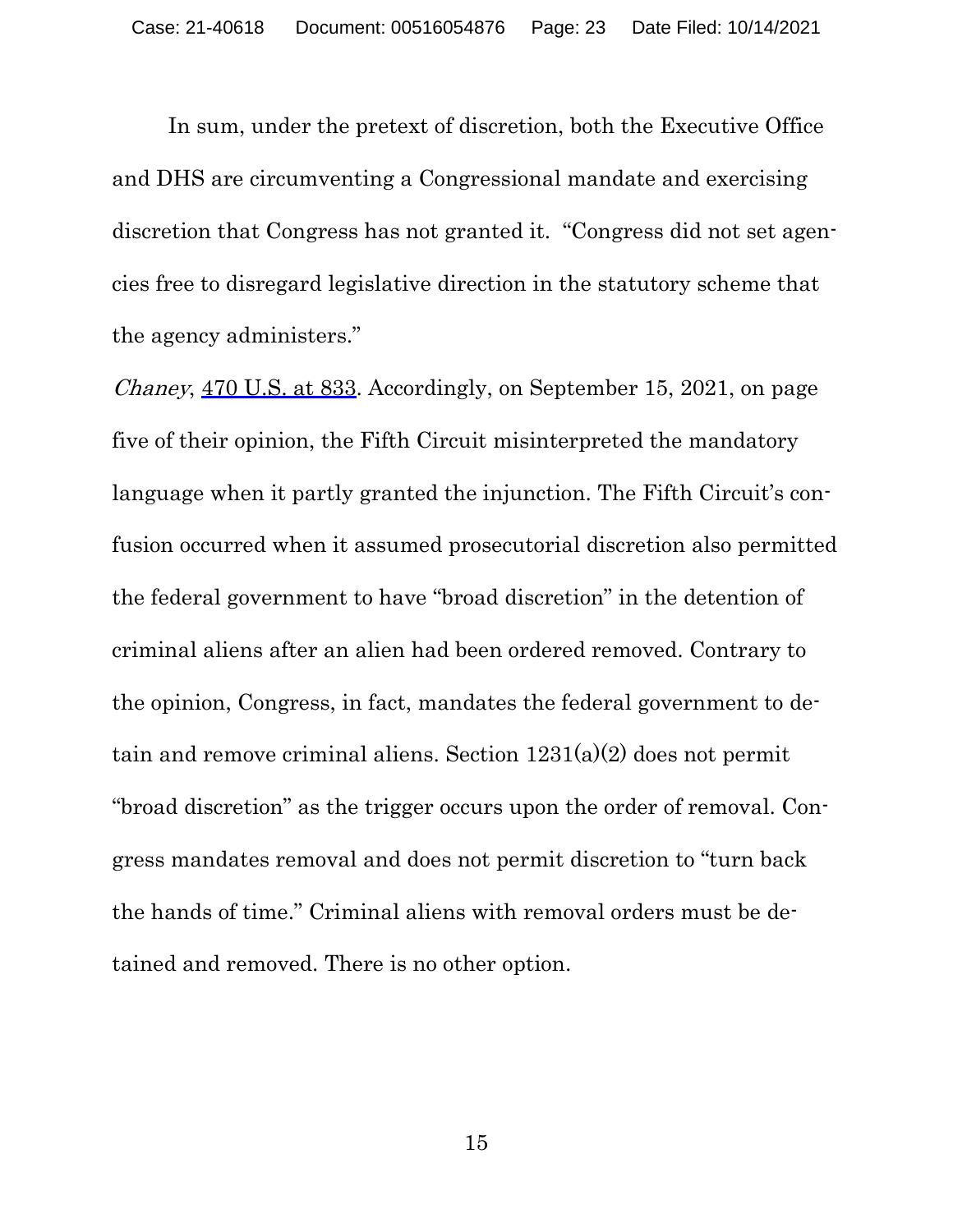In sum, under the pretext of discretion, both the Executive Office and DHS are circumventing a Congressional mandate and exercising discretion that Congress has not granted it. "Congress did not set agencies free to disregard legislative direction in the statutory scheme that the agency administers."

*Chaney*, 470 U.S. at 833. Accordingly, on September 15, 2021, on page five of their opinion, the Fifth Circuit misinterpreted the mandatory language when it partly granted the injunction. The Fifth Circuit's confusion occurred when it assumed prosecutorial discretion also permitted the federal government to have "broad discretion" in the detention of criminal aliens after an alien had been ordered removed. Contrary to the opinion, Congress, in fact, mandates the federal government to detain and remove criminal aliens. Section 1231(a)(2) does not permit "broad discretion" as the trigger occurs upon the order of removal. Congress mandates removal and does not permit discretion to "turn back the hands of time." Criminal aliens with removal orders must be detained and removed. There is no other option.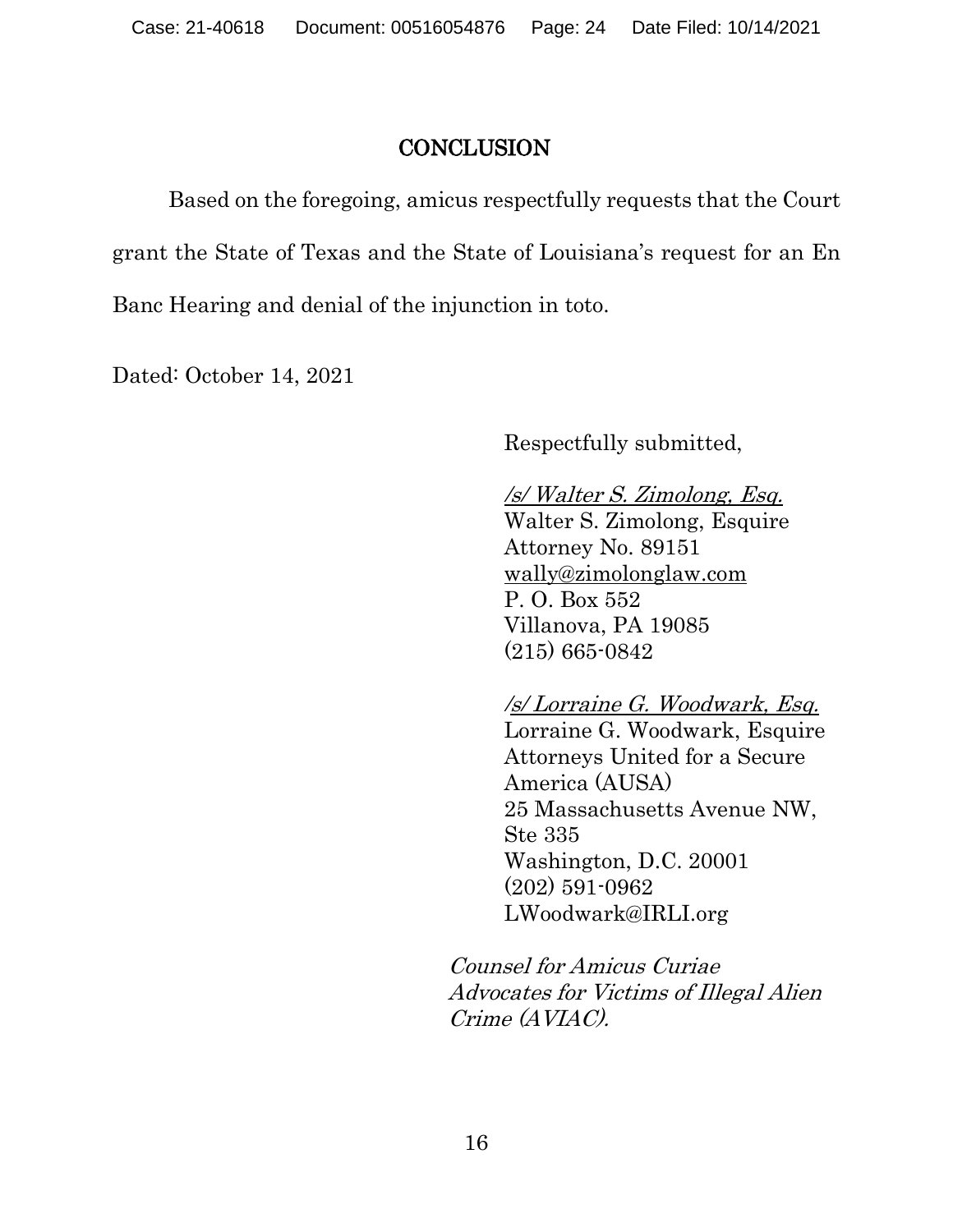## CONCLUSION

Based on the foregoing, amicus respectfully requests that the Court grant the State of Texas and the State of Louisiana's request for an En Banc Hearing and denial of the injunction in toto.

Dated: October 14, 2021

Respectfully submitted,

*/s/ Walter S. Zimolong, Esq.*
Walter S. Zimolong, Esquire
Attorney No. 89151
wally@zimolonglaw.com
P. O. Box 552
Villanova, PA 19085
(215) 665-0842

*/s/ Lorraine G. Woodwark, Esq.*
Lorraine G. Woodwark, Esquire
Attorneys United for a Secure America (AUSA)
25 Massachusetts Avenue NW, Ste 335
Washington, D.C. 20001
(202) 591-0962
LWoodwark@IRLI.org

*Counsel for Amicus Curiae Advocates for Victims of Illegal Alien Crime (AVIAC).*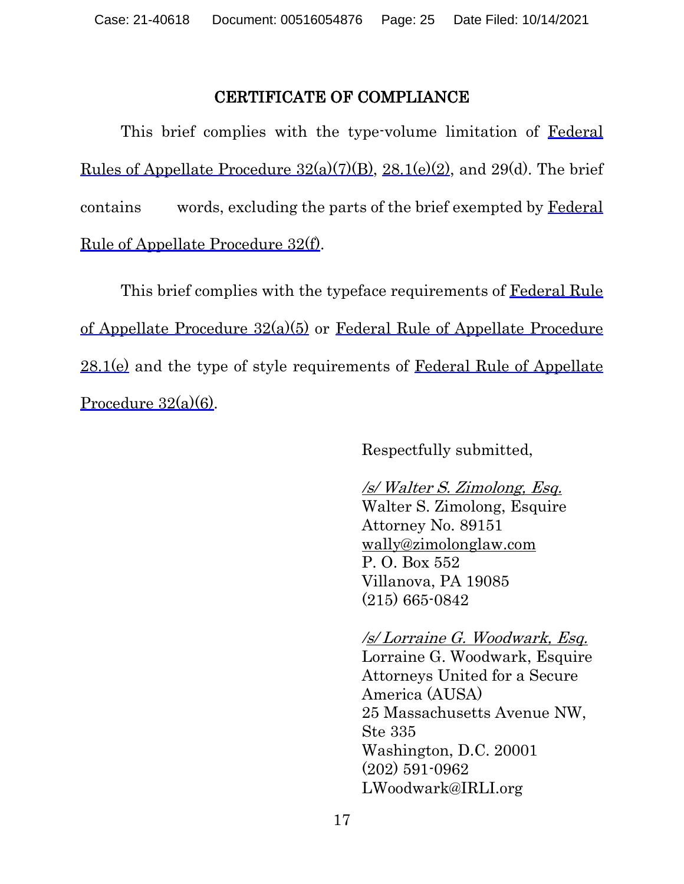## CERTIFICATE OF COMPLIANCE

This brief complies with the type-volume limitation of Federal Rules of Appellate Procedure 32(a)(7)(B), 28.1(e)(2), and 29(d). The brief contains words, excluding the parts of the brief exempted by Federal Rule of Appellate Procedure 32(f).

This brief complies with the typeface requirements of Federal Rule of Appellate Procedure 32(a)(5) or Federal Rule of Appellate Procedure 28.1(e) and the type of style requirements of Federal Rule of Appellate Procedure 32(a)(6).

Respectfully submitted,

*/s/ Walter S. Zimolong, Esq.*
Walter S. Zimolong, Esquire
Attorney No. 89151
wally@zimolonglaw.com
P. O. Box 552
Villanova, PA 19085
(215) 665-0842

*/s/ Lorraine G. Woodwark, Esq.*
Lorraine G. Woodwark, Esquire
Attorneys United for a Secure America (AUSA)
25 Massachusetts Avenue NW, Ste 335
Washington, D.C. 20001
(202) 591-0962
LWoodwark@IRLI.org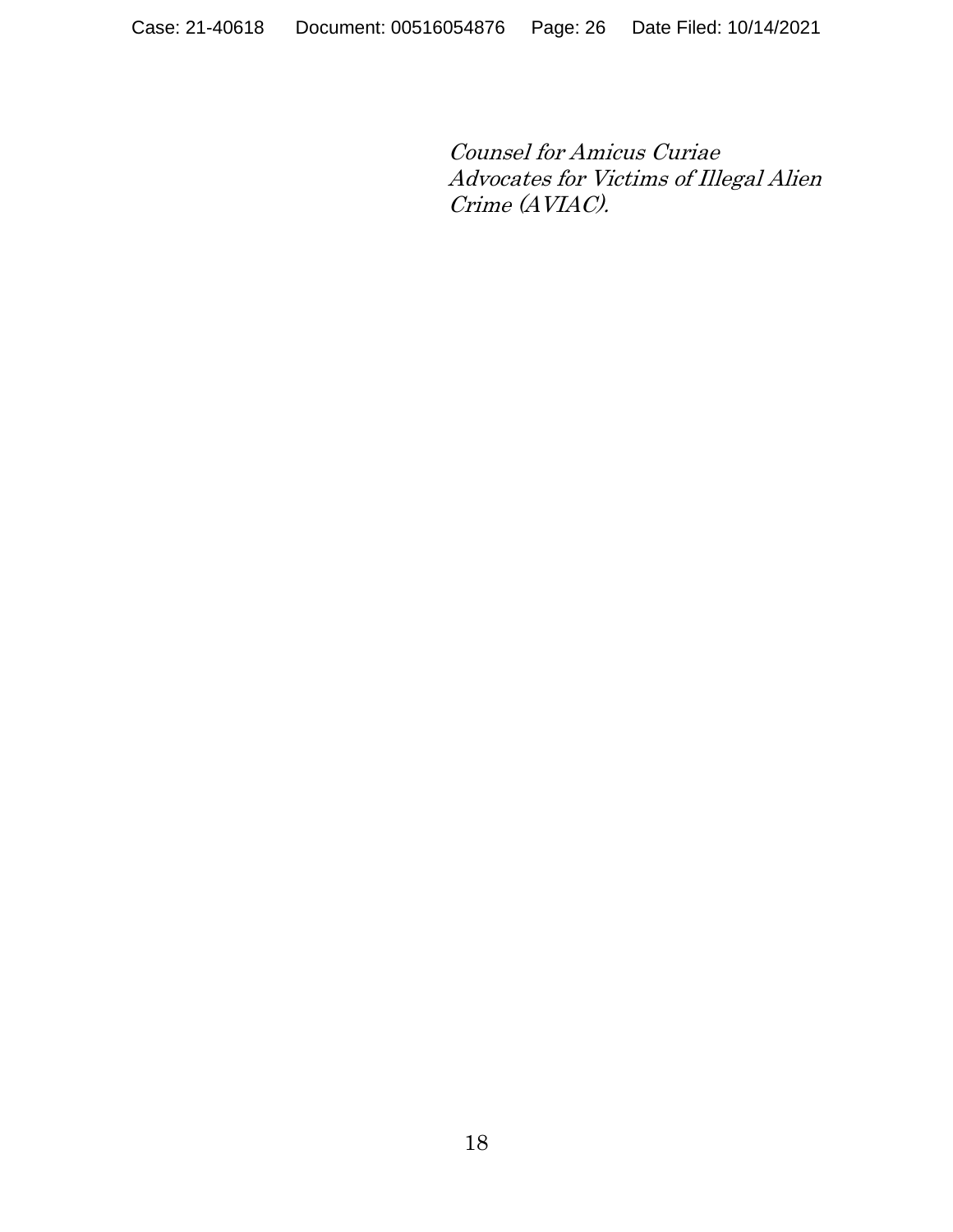*Counsel for Amicus Curiae Advocates for Victims of Illegal Alien Crime (AVIAC).*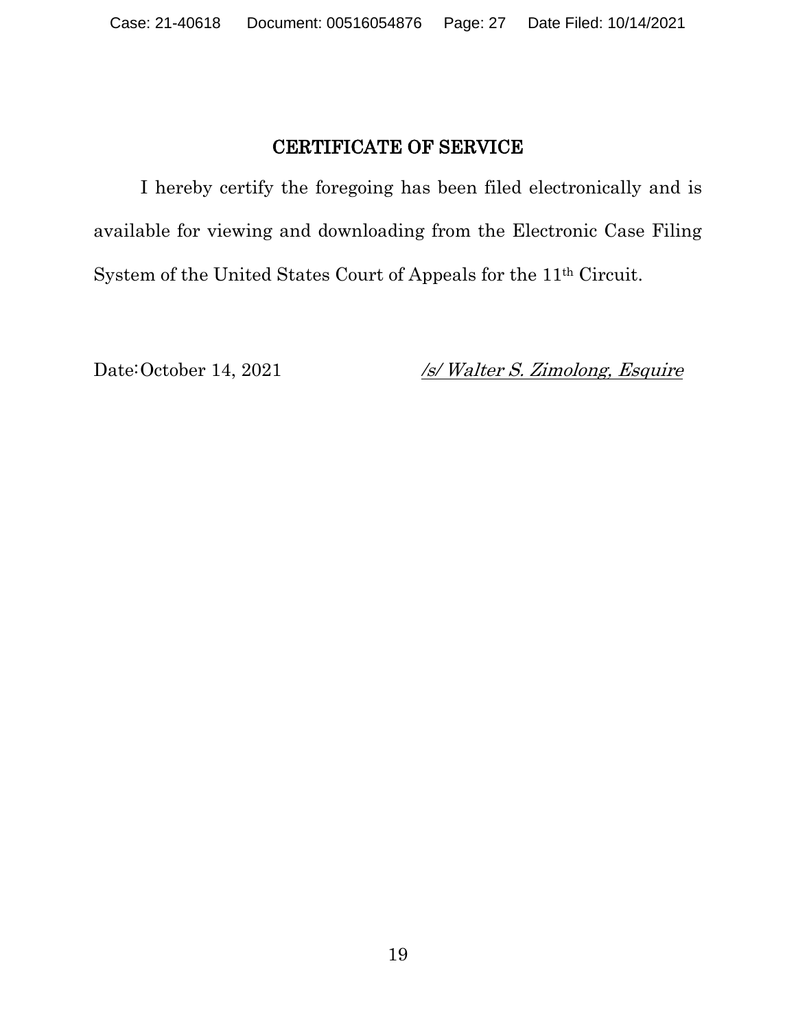## CERTIFICATE OF SERVICE

I hereby certify the foregoing has been filed electronically and is available for viewing and downloading from the Electronic Case Filing System of the United States Court of Appeals for the 11th Circuit.

Date: October 14, 2021 *<u>/s/ Walter S. Zimolong, Esquire</u>*